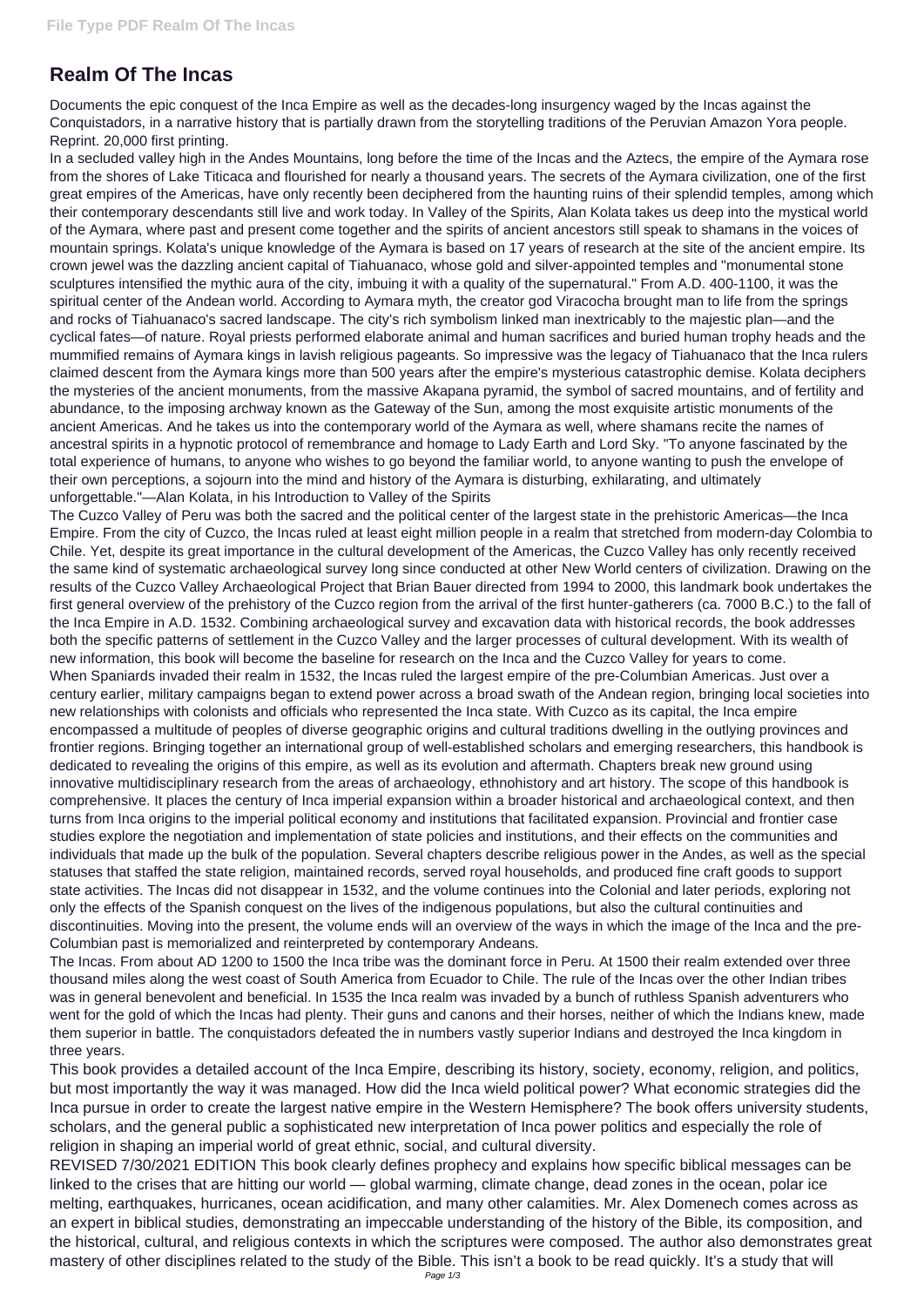# Realm Of The Incas

Documents the epic conquest of the Inca Empire as well as the decades-long insurgency waged by the Incas against the Conquistadors, in a narrative history that is partially drawn from the storytelling traditions of the Peruvian Amazon Yora people. Reprint. 20,000 first printing.

In a secluded valley high in the Andes Mountains, long before the time of the Incas and the Aztecs, the empire of the Aymara rose from the shores of Lake Titicaca and flourished for nearly a thousand years. The secrets of the Aymara civilization, one of the first great empires of the Americas, have only recently been deciphered from the haunting ruins of their splendid temples, among which their contemporary descendants still live and work today. In Valley of the Spirits, Alan Kolata takes us deep into the mystical world of the Aymara, where past and present come together and the spirits of ancient ancestors still speak to shamans in the voices of mountain springs. Kolata's unique knowledge of the Aymara is based on 17 years of research at the site of the ancient empire. Its crown jewel was the dazzling ancient capital of Tiahuanaco, whose gold and silver-appointed temples and "monumental stone sculptures intensified the mythic aura of the city, imbuing it with a quality of the supernatural." From A.D. 400-1100, it was the spiritual center of the Andean world. According to Aymara myth, the creator god Viracocha brought man to life from the springs and rocks of Tiahuanaco's sacred landscape. The city's rich symbolism linked man inextricably to the majestic plan—and the cyclical fates—of nature. Royal priests performed elaborate animal and human sacrifices and buried human trophy heads and the mummified remains of Aymara kings in lavish religious pageants. So impressive was the legacy of Tiahuanaco that the Inca rulers claimed descent from the Aymara kings more than 500 years after the empire's mysterious catastrophic demise. Kolata deciphers the mysteries of the ancient monuments, from the massive Akapana pyramid, the symbol of sacred mountains, and of fertility and abundance, to the imposing archway known as the Gateway of the Sun, among the most exquisite artistic monuments of the ancient Americas. And he takes us into the contemporary world of the Aymara as well, where shamans recite the names of ancestral spirits in a hypnotic protocol of remembrance and homage to Lady Earth and Lord Sky. "To anyone fascinated by the total experience of humans, to anyone who wishes to go beyond the familiar world, to anyone wanting to push the envelope of their own perceptions, a sojourn into the mind and history of the Aymara is disturbing, exhilarating, and ultimately unforgettable."—Alan Kolata, in his Introduction to Valley of the Spirits

The Cuzco Valley of Peru was both the sacred and the political center of the largest state in the prehistoric Americas—the Inca Empire. From the city of Cuzco, the Incas ruled at least eight million people in a realm that stretched from modern-day Colombia to Chile. Yet, despite its great importance in the cultural development of the Americas, the Cuzco Valley has only recently received the same kind of systematic archaeological survey long since conducted at other New World centers of civilization. Drawing on the results of the Cuzco Valley Archaeological Project that Brian Bauer directed from 1994 to 2000, this landmark book undertakes the first general overview of the prehistory of the Cuzco region from the arrival of the first hunter-gatherers (ca. 7000 B.C.) to the fall of the Inca Empire in A.D. 1532. Combining archaeological survey and excavation data with historical records, the book addresses both the specific patterns of settlement in the Cuzco Valley and the larger processes of cultural development. With its wealth of new information, this book will become the baseline for research on the Inca and the Cuzco Valley for years to come.

When Spaniards invaded their realm in 1532, the Incas ruled the largest empire of the pre-Columbian Americas. Just over a century earlier, military campaigns began to extend power across a broad swath of the Andean region, bringing local societies into new relationships with colonists and officials who represented the Inca state. With Cuzco as its capital, the Inca empire encompassed a multitude of peoples of diverse geographic origins and cultural traditions dwelling in the outlying provinces and frontier regions. Bringing together an international group of well-established scholars and emerging researchers, this handbook is dedicated to revealing the origins of this empire, as well as its evolution and aftermath. Chapters break new ground using innovative multidisciplinary research from the areas of archaeology, ethnohistory and art history. The scope of this handbook is comprehensive. It places the century of Inca imperial expansion within a broader historical and archaeological context, and then turns from Inca origins to the imperial political economy and institutions that facilitated expansion. Provincial and frontier case studies explore the negotiation and implementation of state policies and institutions, and their effects on the communities and individuals that made up the bulk of the population. Several chapters describe religious power in the Andes, as well as the special statuses that staffed the state religion, maintained records, served royal households, and produced fine craft goods to support state activities. The Incas did not disappear in 1532, and the volume continues into the Colonial and later periods, exploring not only the effects of the Spanish conquest on the lives of the indigenous populations, but also the cultural continuities and discontinuities. Moving into the present, the volume ends with an overview of the ways in which the image of the Inca and the pre-Columbian past is memorialized and reinterpreted by contemporary Andeans.

The Incas. From about AD 1200 to 1500 the Inca tribe was the dominant force in Peru. At 1500 their realm extended over three thousand miles along the west coast of South America from Ecuador to Chile. The rule of the Incas over the other Indian tribes was in general benevolent and beneficial. In 1535 the Inca realm was invaded by a bunch of ruthless Spanish adventurers who went for the gold of which the Incas had plenty. Their guns and canons and their horses, neither of which the Indians knew, made them superior in battle. The conquistadors defeated the in numbers vastly superior Indians and destroyed the Inca kingdom in three years.

This book provides a detailed account of the Inca Empire, describing its history, society, economy, religion, and politics, but most importantly the way it was managed. How did the Inca wield political power? What economic strategies did the Inca pursue in order to create the largest native empire in the Western Hemisphere? The book offers university students, scholars, and the general public a sophisticated new interpretation of Inca power politics and especially the role of religion in shaping an imperial world of great ethnic, social, and cultural diversity.

REVISED 7/30/2021 EDITION This book clearly defines prophecy and explains how specific biblical messages can be linked to the crises that are hitting our world — global warming, climate change, dead zones in the ocean, polar ice melting, earthquakes, hurricanes, ocean acidification, and many other calamities. Mr. Alex Domenech comes across as an expert in biblical studies, demonstrating an impeccable understanding of the history of the Bible, its composition, and the historical, cultural, and religious contexts in which the scriptures were composed. The author also demonstrates great mastery of other disciplines related to the study of the Bible. This isn't a book to be read quickly. It's a study that will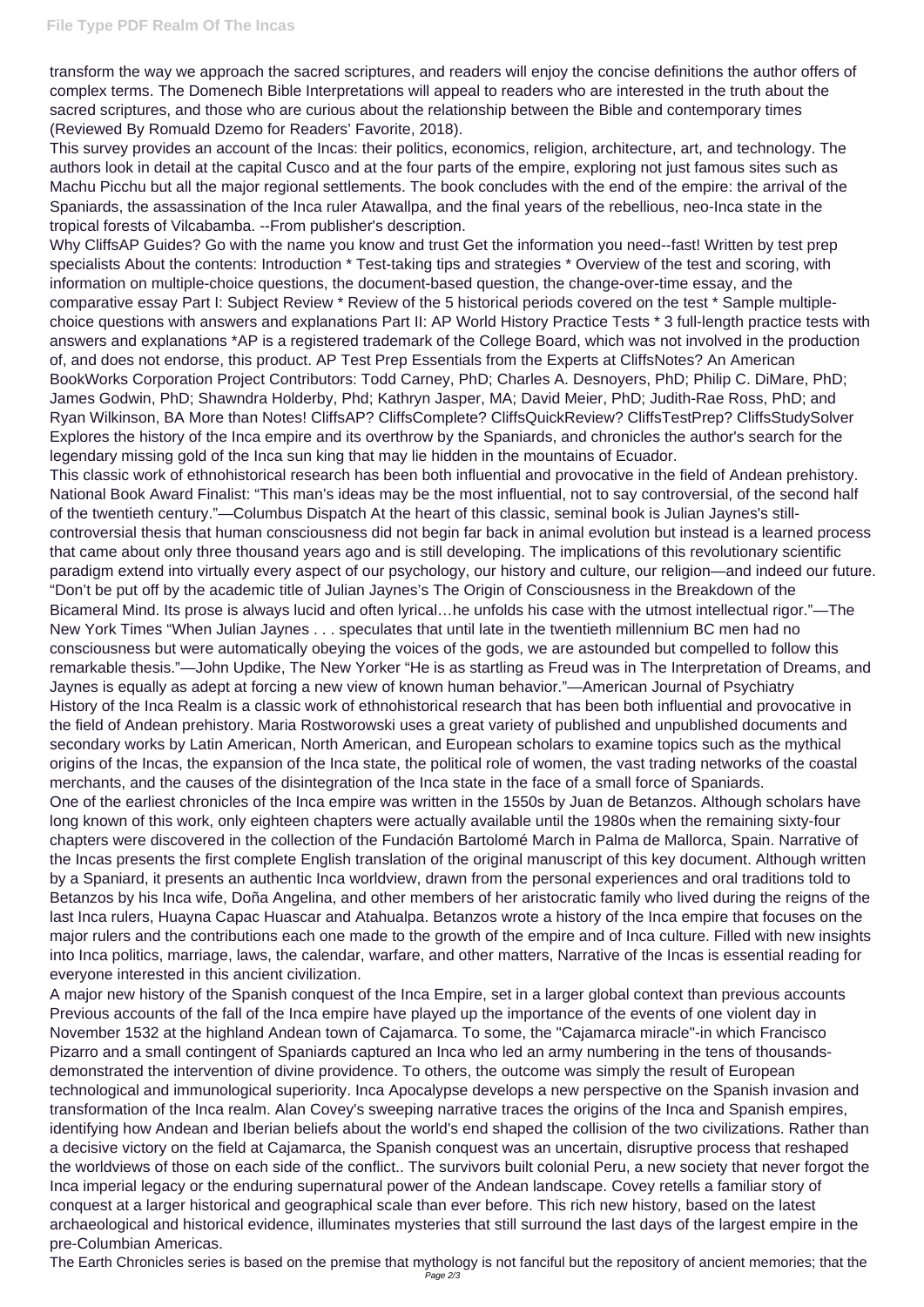transform the way we approach the sacred scriptures, and readers will enjoy the concise definitions the author offers of complex terms. The Domenech Bible Interpretations will appeal to readers who are interested in the truth about the sacred scriptures, and those who are curious about the relationship between the Bible and contemporary times (Reviewed By Romuald Dzemo for Readers' Favorite, 2018).

This survey provides an account of the Incas: their politics, economics, religion, architecture, art, and technology. The authors look in detail at the capital Cusco and at the four parts of the empire, exploring not just famous sites such as Machu Picchu but all the major regional settlements. The book concludes with the end of the empire: the arrival of the Spaniards, the assassination of the Inca ruler Atawallpa, and the final years of the rebellious, neo-Inca state in the tropical forests of Vilcabamba. --From publisher's description.

Why CliffsAP Guides? Go with the name you know and trust Get the information you need--fast! Written by test prep specialists About the contents: Introduction * Test-taking tips and strategies * Overview of the test and scoring, with information on multiple-choice questions, the document-based question, the change-over-time essay, and the comparative essay Part I: Subject Review * Review of the 5 historical periods covered on the test * Sample multiple-choice questions with answers and explanations Part II: AP World History Practice Tests * 3 full-length practice tests with answers and explanations *AP is a registered trademark of the College Board, which was not involved in the production of, and does not endorse, this product. AP Test Prep Essentials from the Experts at CliffsNotes? An American BookWorks Corporation Project Contributors: Todd Carney, PhD; Charles A. Desnoyers, PhD; Philip C. DiMare, PhD; James Godwin, PhD; Shawndra Holderby, Phd; Kathryn Jasper, MA; David Meier, PhD; Judith-Rae Ross, PhD; and Ryan Wilkinson, BA More than Notes! CliffsAP? CliffsComplete? CliffsQuickReview? CliffsTestPrep? CliffsStudySolver

Explores the history of the Inca empire and its overthrow by the Spaniards, and chronicles the author's search for the legendary missing gold of the Inca sun king that may lie hidden in the mountains of Ecuador.

This classic work of ethnohistorical research has been both influential and provocative in the field of Andean prehistory.

National Book Award Finalist: "This man's ideas may be the most influential, not to say controversial, of the second half of the twentieth century."—Columbus Dispatch At the heart of this classic, seminal book is Julian Jaynes's still-controversial thesis that human consciousness did not begin far back in animal evolution but instead is a learned process that came about only three thousand years ago and is still developing. The implications of this revolutionary scientific paradigm extend into virtually every aspect of our psychology, our history and culture, our religion—and indeed our future. "Don't be put off by the academic title of Julian Jaynes's The Origin of Consciousness in the Breakdown of the Bicameral Mind. Its prose is always lucid and often lyrical…he unfolds his case with the utmost intellectual rigor."—The New York Times "When Julian Jaynes . . . speculates that until late in the twentieth millennium BC men had no consciousness but were automatically obeying the voices of the gods, we are astounded but compelled to follow this remarkable thesis."—John Updike, The New Yorker "He is as startling as Freud was in The Interpretation of Dreams, and Jaynes is equally as adept at forcing a new view of known human behavior."—American Journal of Psychiatry

History of the Inca Realm is a classic work of ethnohistorical research that has been both influential and provocative in the field of Andean prehistory. Maria Rostworowski uses a great variety of published and unpublished documents and secondary works by Latin American, North American, and European scholars to examine topics such as the mythical origins of the Incas, the expansion of the Inca state, the political role of women, the vast trading networks of the coastal merchants, and the causes of the disintegration of the Inca state in the face of a small force of Spaniards.

One of the earliest chronicles of the Inca empire was written in the 1550s by Juan de Betanzos. Although scholars have long known of this work, only eighteen chapters were actually available until the 1980s when the remaining sixty-four chapters were discovered in the collection of the Fundación Bartolomé March in Palma de Mallorca, Spain. Narrative of the Incas presents the first complete English translation of the original manuscript of this key document. Although written by a Spaniard, it presents an authentic Inca worldview, drawn from the personal experiences and oral traditions told to Betanzos by his Inca wife, Doña Angelina, and other members of her aristocratic family who lived during the reigns of the last Inca rulers, Huayna Capac Huascar and Atahualpa. Betanzos wrote a history of the Inca empire that focuses on the major rulers and the contributions each one made to the growth of the empire and of Inca culture. Filled with new insights into Inca politics, marriage, laws, the calendar, warfare, and other matters, Narrative of the Incas is essential reading for everyone interested in this ancient civilization.

A major new history of the Spanish conquest of the Inca Empire, set in a larger global context than previous accounts Previous accounts of the fall of the Inca empire have played up the importance of the events of one violent day in November 1532 at the highland Andean town of Cajamarca. To some, the "Cajamarca miracle"-in which Francisco Pizarro and a small contingent of Spaniards captured an Inca who led an army numbering in the tens of thousands-demonstrated the intervention of divine providence. To others, the outcome was simply the result of European technological and immunological superiority. Inca Apocalypse develops a new perspective on the Spanish invasion and transformation of the Inca realm. Alan Covey's sweeping narrative traces the origins of the Inca and Spanish empires, identifying how Andean and Iberian beliefs about the world's end shaped the collision of the two civilizations. Rather than a decisive victory on the field at Cajamarca, the Spanish conquest was an uncertain, disruptive process that reshaped the worldviews of those on each side of the conflict.. The survivors built colonial Peru, a new society that never forgot the Inca imperial legacy or the enduring supernatural power of the Andean landscape. Covey retells a familiar story of conquest at a larger historical and geographical scale than ever before. This rich new history, based on the latest archaeological and historical evidence, illuminates mysteries that still surround the last days of the largest empire in the pre-Columbian Americas.

The Earth Chronicles series is based on the premise that mythology is not fanciful but the repository of ancient memories; that the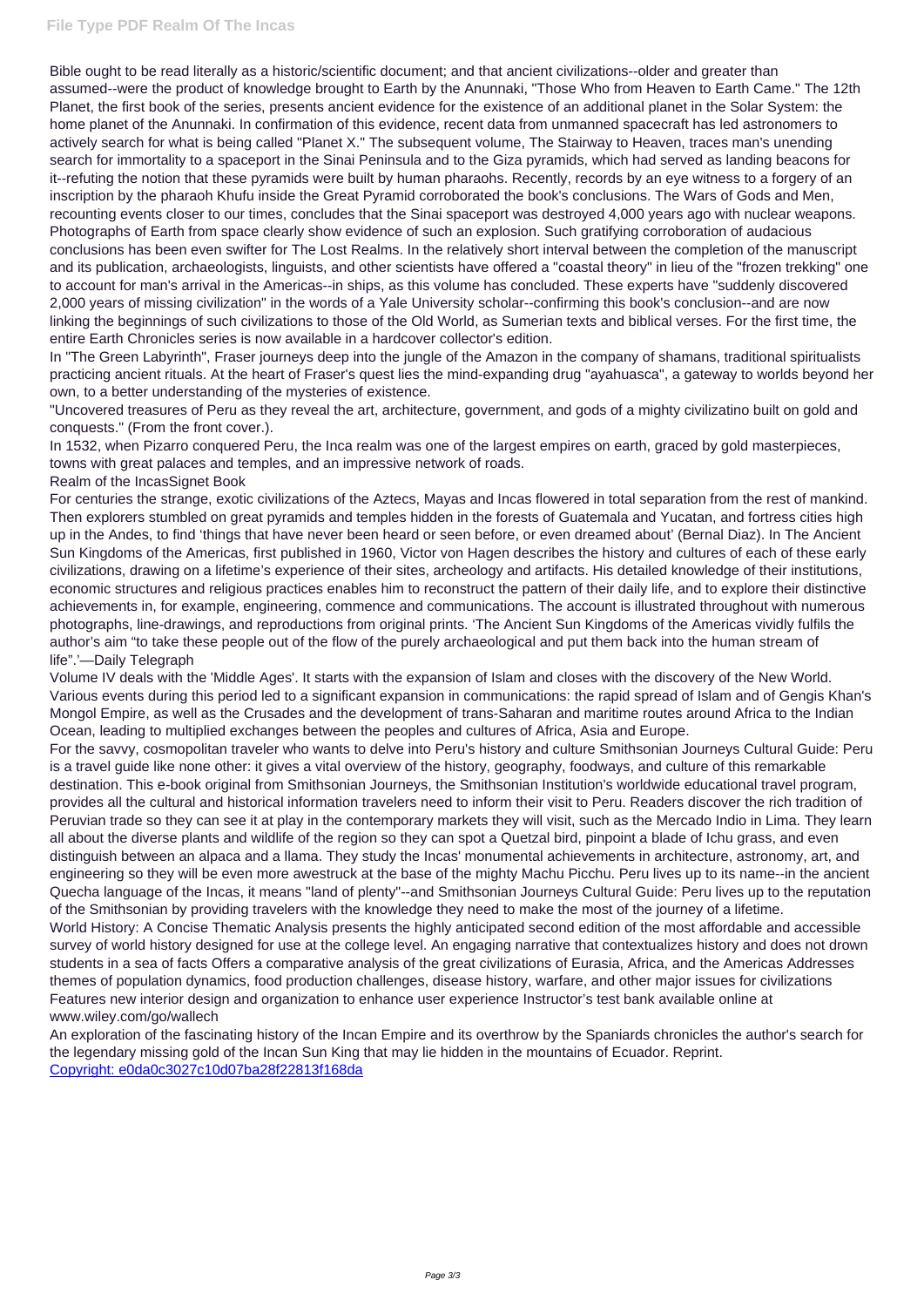Bible ought to be read literally as a historic/scientific document; and that ancient civilizations--older and greater than assumed--were the product of knowledge brought to Earth by the Anunnaki, "Those Who from Heaven to Earth Came." The 12th Planet, the first book of the series, presents ancient evidence for the existence of an additional planet in the Solar System: the home planet of the Anunnaki. In confirmation of this evidence, recent data from unmanned spacecraft has led astronomers to actively search for what is being called "Planet X." The subsequent volume, The Stairway to Heaven, traces man's unending search for immortality to a spaceport in the Sinai Peninsula and to the Giza pyramids, which had served as landing beacons for it--refuting the notion that these pyramids were built by human pharaohs. Recently, records by an eye witness to a forgery of an inscription by the pharaoh Khufu inside the Great Pyramid corroborated the book's conclusions. The Wars of Gods and Men, recounting events closer to our times, concludes that the Sinai spaceport was destroyed 4,000 years ago with nuclear weapons. Photographs of Earth from space clearly show evidence of such an explosion. Such gratifying corroboration of audacious conclusions has been even swifter for The Lost Realms. In the relatively short interval between the completion of the manuscript and its publication, archaeologists, linguists, and other scientists have offered a "coastal theory" in lieu of the "frozen trekking" one to account for man's arrival in the Americas--in ships, as this volume has concluded. These experts have "suddenly discovered 2,000 years of missing civilization" in the words of a Yale University scholar--confirming this book's conclusion--and are now linking the beginnings of such civilizations to those of the Old World, as Sumerian texts and biblical verses. For the first time, the entire Earth Chronicles series is now available in a hardcover collector's edition.

In "The Green Labyrinth", Fraser journeys deep into the jungle of the Amazon in the company of shamans, traditional spiritualists practicing ancient rituals. At the heart of Fraser's quest lies the mind-expanding drug "ayahuasca", a gateway to worlds beyond her own, to a better understanding of the mysteries of existence.

"Uncovered treasures of Peru as they reveal the art, architecture, government, and gods of a mighty civilizatino built on gold and conquests." (From the front cover.).

In 1532, when Pizarro conquered Peru, the Inca realm was one of the largest empires on earth, graced by gold masterpieces, towns with great palaces and temples, and an impressive network of roads.

Realm of the IncasSignet Book

For centuries the strange, exotic civilizations of the Aztecs, Mayas and Incas flowered in total separation from the rest of mankind. Then explorers stumbled on great pyramids and temples hidden in the forests of Guatemala and Yucatan, and fortress cities high up in the Andes, to find 'things that have never been heard or seen before, or even dreamed about' (Bernal Diaz). In The Ancient Sun Kingdoms of the Americas, first published in 1960, Victor von Hagen describes the history and cultures of each of these early civilizations, drawing on a lifetime's experience of their sites, archeology and artifacts. His detailed knowledge of their institutions, economic structures and religious practices enables him to reconstruct the pattern of their daily life, and to explore their distinctive achievements in, for example, engineering, commence and communications. The account is illustrated throughout with numerous photographs, line-drawings, and reproductions from original prints. 'The Ancient Sun Kingdoms of the Americas vividly fulfils the author's aim "to take these people out of the flow of the purely archaeological and put them back into the human stream of life".'—Daily Telegraph

Volume IV deals with the 'Middle Ages'. It starts with the expansion of Islam and closes with the discovery of the New World. Various events during this period led to a significant expansion in communications: the rapid spread of Islam and of Gengis Khan's Mongol Empire, as well as the Crusades and the development of trans-Saharan and maritime routes around Africa to the Indian Ocean, leading to multiplied exchanges between the peoples and cultures of Africa, Asia and Europe.

For the savvy, cosmopolitan traveler who wants to delve into Peru's history and culture Smithsonian Journeys Cultural Guide: Peru is a travel guide like none other: it gives a vital overview of the history, geography, foodways, and culture of this remarkable destination. This e-book original from Smithsonian Journeys, the Smithsonian Institution's worldwide educational travel program, provides all the cultural and historical information travelers need to inform their visit to Peru. Readers discover the rich tradition of Peruvian trade so they can see it at play in the contemporary markets they will visit, such as the Mercado Indio in Lima. They learn all about the diverse plants and wildlife of the region so they can spot a Quetzal bird, pinpoint a blade of Ichu grass, and even distinguish between an alpaca and a llama. They study the Incas' monumental achievements in architecture, astronomy, art, and engineering so they will be even more awestruck at the base of the mighty Machu Picchu. Peru lives up to its name--in the ancient Quecha language of the Incas, it means "land of plenty"--and Smithsonian Journeys Cultural Guide: Peru lives up to the reputation of the Smithsonian by providing travelers with the knowledge they need to make the most of the journey of a lifetime.

World History: A Concise Thematic Analysis presents the highly anticipated second edition of the most affordable and accessible survey of world history designed for use at the college level. An engaging narrative that contextualizes history and does not drown students in a sea of facts Offers a comparative analysis of the great civilizations of Eurasia, Africa, and the Americas Addresses themes of population dynamics, food production challenges, disease history, warfare, and other major issues for civilizations Features new interior design and organization to enhance user experience Instructor's test bank available online at www.wiley.com/go/wallech

An exploration of the fascinating history of the Incan Empire and its overthrow by the Spaniards chronicles the author's search for the legendary missing gold of the Incan Sun King that may lie hidden in the mountains of Ecuador. Reprint.

Copyright: e0da0c3027c10d07ba28f22813f168da